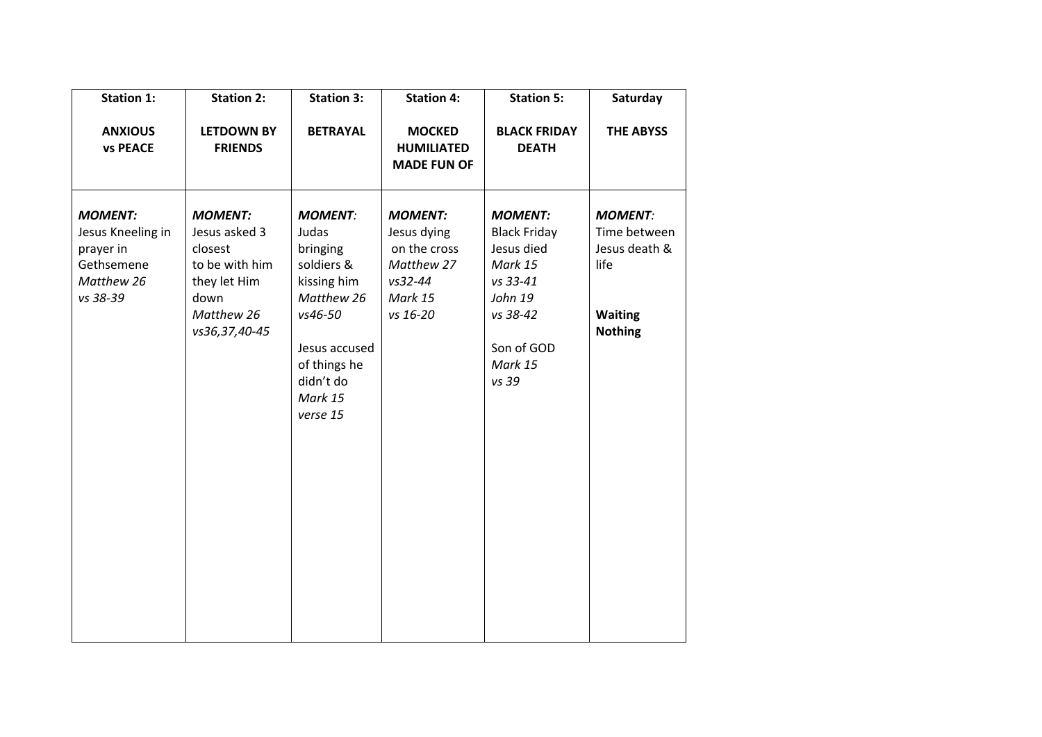| **Station 1:**<br><br>**ANXIOUS vs PEACE** | **Station 2:**<br><br>**LETDOWN BY FRIENDS** | **Station 3:**<br><br>**BETRAYAL** | **Station 4:**<br><br>**MOCKED HUMILIATED MADE FUN OF** | **Station 5:**<br><br>**BLACK FRIDAY DEATH** | **Saturday**<br><br>**THE ABYSS** |
| --- | --- | --- | --- | --- | --- |
| ***MOMENT:***<br>Jesus Kneeling in prayer in Gethsemene<br>*Matthew 26 vs 38-39* | ***MOMENT:***<br>Jesus asked 3 closest to be with him they let Him down<br>*Matthew 26 vs36,37,40-45* | ***MOMENT:***<br>Judas bringing soldiers & kissing him<br>*Matthew 26 vs46-50*<br><br>Jesus accused of things he didn't do<br>*Mark 15 verse 15* | ***MOMENT:***<br>Jesus dying on the cross<br>*Matthew 27 vs32-44*<br>*Mark 15 vs 16-20* | ***MOMENT:***<br>Black Friday Jesus died<br>*Mark 15 vs 33-41*<br>*John 19 vs 38-42*<br><br>Son of GOD<br>*Mark 15 vs 39* | ***MOMENT:***<br>Time between Jesus death & life<br><br>**Waiting**<br>**Nothing** |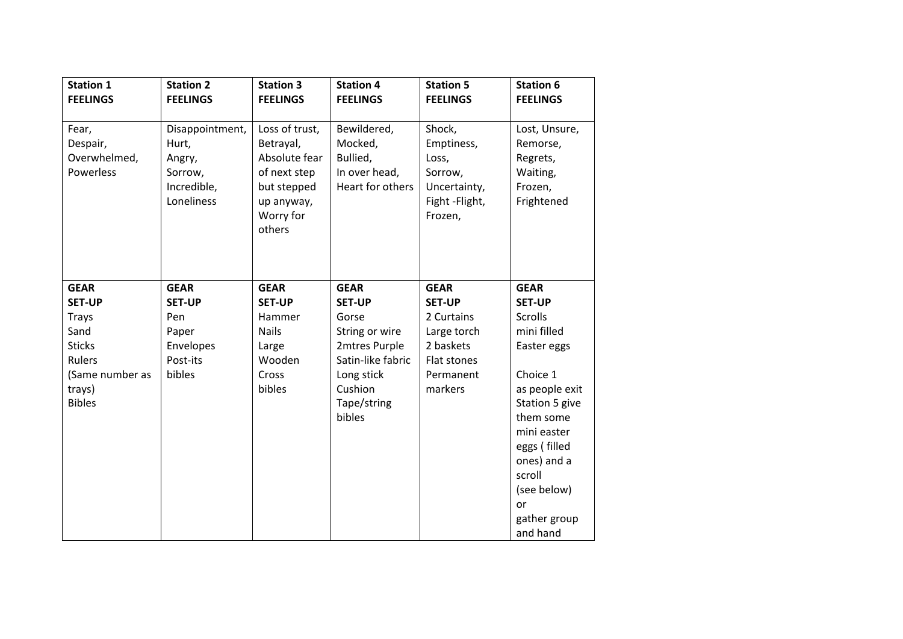| **Station 1 FEELINGS** | **Station 2 FEELINGS** | **Station 3 FEELINGS** | **Station 4 FEELINGS** | **Station 5 FEELINGS** | **Station 6 FEELINGS** |
|---|---|---|---|---|---|
| Fear, Despair, Overwhelmed, Powerless | Disappointment, Hurt, Angry, Sorrow, Incredible, Loneliness | Loss of trust, Betrayal, Absolute fear of next step but stepped up anyway, Worry for others | Bewildered, Mocked, Bullied, In over head, Heart for others | Shock, Emptiness, Loss, Sorrow, Uncertainty, Fight -Flight, Frozen, | Lost, Unsure, Remorse, Regrets, Waiting, Frozen, Frightened |
| **GEAR SET-UP** Trays Sand Sticks Rulers (Same number as trays) Bibles | **GEAR SET-UP** Pen Paper Envelopes Post-its bibles | **GEAR SET-UP** Hammer Nails Large Wooden Cross bibles | **GEAR SET-UP** Gorse String or wire 2mtres Purple Satin-like fabric Long stick Cushion Tape/string bibles | **GEAR SET-UP** 2 Curtains Large torch 2 baskets Flat stones Permanent markers | **GEAR SET-UP** Scrolls mini filled Easter eggs Choice 1 as people exit Station 5 give them some mini easter eggs ( filled ones) and a scroll (see below) or gather group and hand |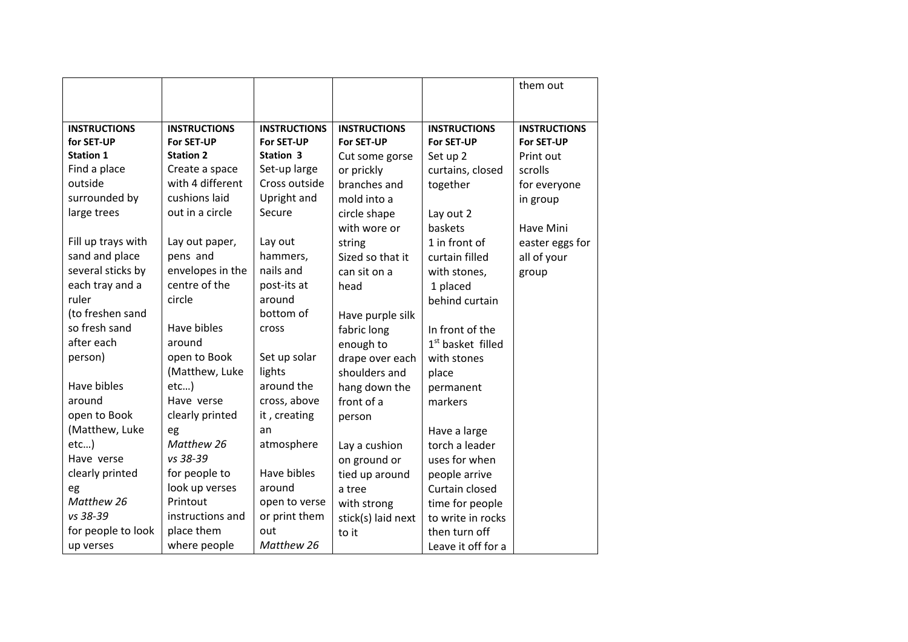| | | | | | them out |
|---|---|---|---|---|---|
| **INSTRUCTIONS for SET-UP Station 1**<br>Find a place outside surrounded by large trees<br><br>Fill up trays with sand and place several sticks by each tray and a ruler (to freshen sand so fresh sand after each person)<br><br>Have bibles around open to Book (Matthew, Luke etc…)<br>Have verse clearly printed eg *Matthew 26 vs 38-39* for people to look up verses | **INSTRUCTIONS For SET-UP Station 2**<br>Create a space with 4 different cushions laid out in a circle<br><br>Lay out paper, pens and envelopes in the centre of the circle<br><br>Have bibles around open to Book (Matthew, Luke etc…)<br>Have verse clearly printed eg *Matthew 26 vs 38-39* for people to look up verses<br>Printout instructions and place them where people | **INSTRUCTIONS For SET-UP Station 3**<br>Set-up large Cross outside Upright and Secure<br><br>Lay out hammers, nails and post-its at around bottom of cross<br><br>Set up solar lights around the cross, above it , creating an atmosphere<br><br>Have bibles around open to verse or print them out *Matthew 26* | **INSTRUCTIONS For SET-UP**<br>Cut some gorse or prickly branches and mold into a circle shape with wore or string<br>Sized so that it can sit on a head<br><br>Have purple silk fabric long enough to drape over each shoulders and hang down the front of a person<br><br>Lay a cushion on ground or tied up around a tree with strong stick(s) laid next to it | **INSTRUCTIONS For SET-UP**<br>Set up 2 curtains, closed together<br><br>Lay out 2 baskets<br>1 in front of curtain filled with stones,<br>1 placed behind curtain<br><br>In front of the 1st basket filled with stones place permanent markers<br><br>Have a large torch a leader uses for when people arrive<br>Curtain closed time for people to write in rocks then turn off<br>Leave it off for a | **INSTRUCTIONS For SET-UP**<br>Print out scrolls for everyone in group<br><br>Have Mini easter eggs for all of your group |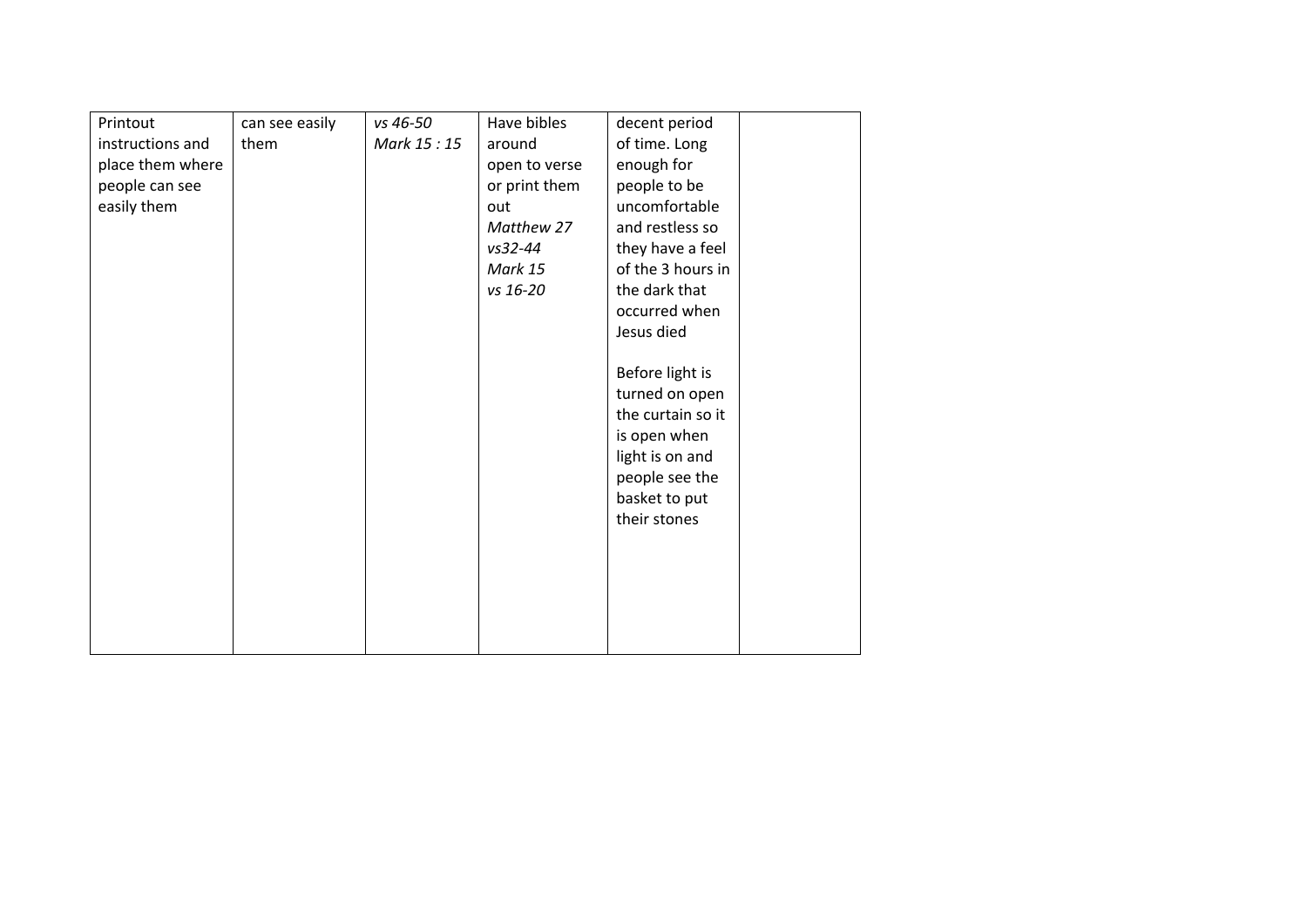| | | | | | |
|---|---|---|---|---|---|
| Printout instructions and place them where people can see easily them | can see easily them | *vs 46-50* *Mark 15 : 15* | Have bibles around open to verse or print them out *Matthew 27 vs32-44* *Mark 15 vs 16-20* | decent period of time. Long enough for people to be uncomfortable and restless so they have a feel of the 3 hours in the dark that occurred when Jesus died<br><br>Before light is turned on open the curtain so it is open when light is on and people see the basket to put their stones | |